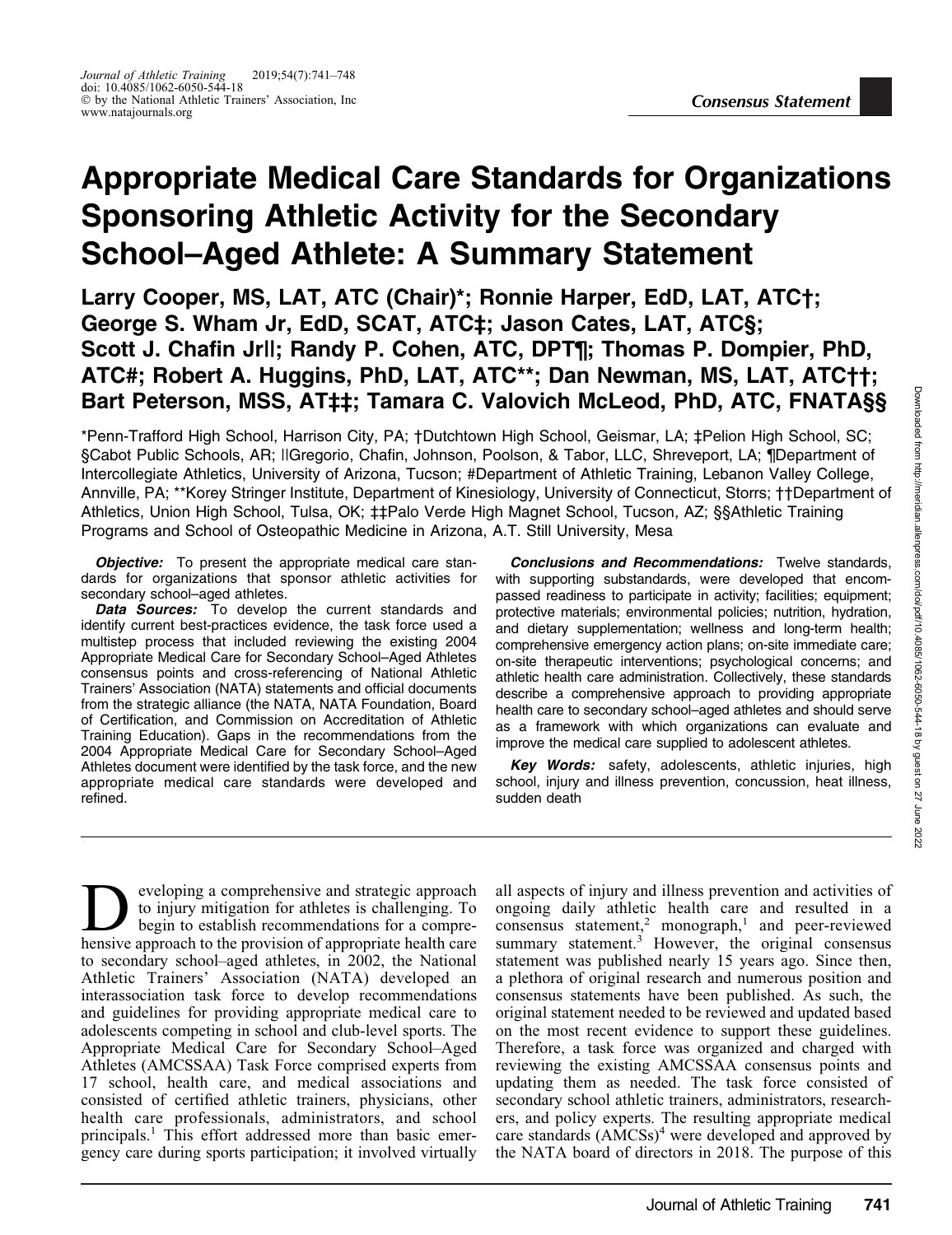Consensus Statement

# Appropriate Medical Care Standards for Organizations Sponsoring Athletic Activity for the Secondary School–Aged Athlete: A Summary Statement

**Larry Cooper, MS, LAT, ATC (Chair)\*; Ronnie Harper, EdD, LAT, ATC†; George S. Wham Jr, EdD, SCAT, ATC‡; Jason Cates, LAT, ATC§; Scott J. Chafin Jr||; Randy P. Cohen, ATC, DPT¶; Thomas P. Dompier, PhD, ATC#; Robert A. Huggins, PhD, LAT, ATC\*\*; Dan Newman, MS, LAT, ATC††; Bart Peterson, MSS, AT‡‡; Tamara C. Valovich McLeod, PhD, ATC, FNATA§§**

\*Penn-Trafford High School, Harrison City, PA; †Dutchtown High School, Geismar, LA; ‡Pelion High School, SC; §Cabot Public Schools, AR; ||Gregorio, Chafin, Johnson, Poolson, & Tabor, LLC, Shreveport, LA; ¶Department of Intercollegiate Athletics, University of Arizona, Tucson; #Department of Athletic Training, Lebanon Valley College, Annville, PA; \*\*Korey Stringer Institute, Department of Kinesiology, University of Connecticut, Storrs; ††Department of Athletics, Union High School, Tulsa, OK; ‡‡Palo Verde High Magnet School, Tucson, AZ; §§Athletic Training Programs and School of Osteopathic Medicine in Arizona, A.T. Still University, Mesa

***Objective:*** To present the appropriate medical care standards for organizations that sponsor athletic activities for secondary school–aged athletes.

***Data Sources:*** To develop the current standards and identify current best-practices evidence, the task force used a multistep process that included reviewing the existing 2004 Appropriate Medical Care for Secondary School–Aged Athletes consensus points and cross-referencing of National Athletic Trainers' Association (NATA) statements and official documents from the strategic alliance (the NATA, NATA Foundation, Board of Certification, and Commission on Accreditation of Athletic Training Education). Gaps in the recommendations from the 2004 Appropriate Medical Care for Secondary School–Aged Athletes document were identified by the task force, and the new appropriate medical care standards were developed and refined.

***Conclusions and Recommendations:*** Twelve standards, with supporting substandards, were developed that encompassed readiness to participate in activity; facilities; equipment; protective materials; environmental policies; nutrition, hydration, and dietary supplementation; wellness and long-term health; comprehensive emergency action plans; on-site immediate care; on-site therapeutic interventions; psychological concerns; and athletic health care administration. Collectively, these standards describe a comprehensive approach to providing appropriate health care to secondary school–aged athletes and should serve as a framework with which organizations can evaluate and improve the medical care supplied to adolescent athletes.

***Key Words:*** safety, adolescents, athletic injuries, high school, injury and illness prevention, concussion, heat illness, sudden death

Developing a comprehensive and strategic approach to injury mitigation for athletes is challenging. To begin to establish recommendations for a comprehensive approach to the provision of appropriate health care to secondary school–aged athletes, in 2002, the National Athletic Trainers' Association (NATA) developed an interassociation task force to develop recommendations and guidelines for providing appropriate medical care to adolescents competing in school and club-level sports. The Appropriate Medical Care for Secondary School–Aged Athletes (AMCSSAA) Task Force comprised experts from 17 school, health care, and medical associations and consisted of certified athletic trainers, physicians, other health care professionals, administrators, and school principals.[1] This effort addressed more than basic emergency care during sports participation; it involved virtually all aspects of injury and illness prevention and activities of ongoing daily athletic health care and resulted in a consensus statement,[2] monograph,[1] and peer-reviewed summary statement.[3] However, the original consensus statement was published nearly 15 years ago. Since then, a plethora of original research and numerous position and consensus statements have been published. As such, the original statement needed to be reviewed and updated based on the most recent evidence to support these guidelines. Therefore, a task force was organized and charged with reviewing the existing AMCSSAA consensus points and updating them as needed. The task force consisted of secondary school athletic trainers, administrators, researchers, and policy experts. The resulting appropriate medical care standards (AMCSs)[4] were developed and approved by the NATA board of directors in 2018. The purpose of this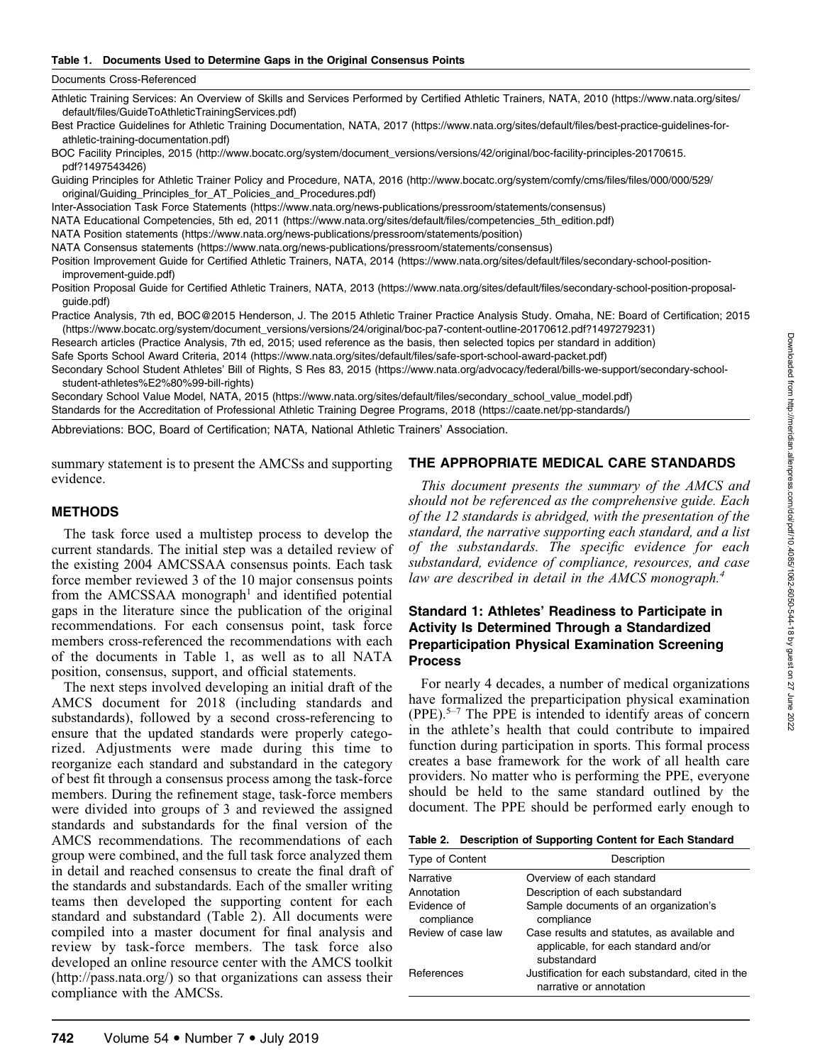**Table 1. Documents Used to Determine Gaps in the Original Consensus Points**

| Documents Cross-Referenced |
| --- |
| Athletic Training Services: An Overview of Skills and Services Performed by Certified Athletic Trainers, NATA, 2010 (https://www.nata.org/sites/default/files/GuideToAthleticTrainingServices.pdf) |
| Best Practice Guidelines for Athletic Training Documentation, NATA, 2017 (https://www.nata.org/sites/default/files/best-practice-guidelines-for-athletic-training-documentation.pdf) |
| BOC Facility Principles, 2015 (http://www.bocatc.org/system/document_versions/versions/42/original/boc-facility-principles-20170615.pdf?1497543426) |
| Guiding Principles for Athletic Trainer Policy and Procedure, NATA, 2016 (http://www.bocatc.org/system/comfy/cms/files/files/000/000/529/original/Guiding_Principles_for_AT_Policies_and_Procedures.pdf) |
| Inter-Association Task Force Statements (https://www.nata.org/news-publications/pressroom/statements/consensus) |
| NATA Educational Competencies, 5th ed, 2011 (https://www.nata.org/sites/default/files/competencies_5th_edition.pdf) |
| NATA Position statements (https://www.nata.org/news-publications/pressroom/statements/position) |
| NATA Consensus statements (https://www.nata.org/news-publications/pressroom/statements/consensus) |
| Position Improvement Guide for Certified Athletic Trainers, NATA, 2014 (https://www.nata.org/sites/default/files/secondary-school-position-improvement-guide.pdf) |
| Position Proposal Guide for Certified Athletic Trainers, NATA, 2013 (https://www.nata.org/sites/default/files/secondary-school-position-proposal-guide.pdf) |
| Practice Analysis, 7th ed, BOC@2015 Henderson, J. The 2015 Athletic Trainer Practice Analysis Study. Omaha, NE: Board of Certification; 2015 (https://www.bocatc.org/system/document_versions/versions/24/original/boc-pa7-content-outline-20170612.pdf?1497279231) |
| Research articles (Practice Analysis, 7th ed, 2015; used reference as the basis, then selected topics per standard in addition) |
| Safe Sports School Award Criteria, 2014 (https://www.nata.org/sites/default/files/safe-sport-school-award-packet.pdf) |
| Secondary School Student Athletes' Bill of Rights, S Res 83, 2015 (https://www.nata.org/advocacy/federal/bills-we-support/secondary-school-student-athletes%E2%80%99-bill-rights) |
| Secondary School Value Model, NATA, 2015 (https://www.nata.org/sites/default/files/secondary_school_value_model.pdf) |
| Standards for the Accreditation of Professional Athletic Training Degree Programs, 2018 (https://caate.net/pp-standards/) |

Abbreviations: BOC, Board of Certification; NATA, National Athletic Trainers' Association.

summary statement is to present the AMCSs and supporting evidence.

## METHODS

The task force used a multistep process to develop the current standards. The initial step was a detailed review of the existing 2004 AMCSSAA consensus points. Each task force member reviewed 3 of the 10 major consensus points from the AMCSSAA monograph[1] and identified potential gaps in the literature since the publication of the original recommendations. For each consensus point, task force members cross-referenced the recommendations with each of the documents in Table 1, as well as to all NATA position, consensus, support, and official statements.

The next steps involved developing an initial draft of the AMCS document for 2018 (including standards and substandards), followed by a second cross-referencing to ensure that the updated standards were properly categorized. Adjustments were made during this time to reorganize each standard and substandard in the category of best fit through a consensus process among the task-force members. During the refinement stage, task-force members were divided into groups of 3 and reviewed the assigned standards and substandards for the final version of the AMCS recommendations. The recommendations of each group were combined, and the full task force analyzed them in detail and reached consensus to create the final draft of the standards and substandards. Each of the smaller writing teams then developed the supporting content for each standard and substandard (Table 2). All documents were compiled into a master document for final analysis and review by task-force members. The task force also developed an online resource center with the AMCS toolkit (http://pass.nata.org/) so that organizations can assess their compliance with the AMCSs.

## THE APPROPRIATE MEDICAL CARE STANDARDS

*This document presents the summary of the AMCS and should not be referenced as the comprehensive guide. Each of the 12 standards is abridged, with the presentation of the standard, the narrative supporting each standard, and a list of the substandards. The specific evidence for each substandard, evidence of compliance, resources, and case law are described in detail in the AMCS monograph.[4]*

### Standard 1: Athletes' Readiness to Participate in Activity Is Determined Through a Standardized Preparticipation Physical Examination Screening Process

For nearly 4 decades, a number of medical organizations have formalized the preparticipation physical examination (PPE).[5–7] The PPE is intended to identify areas of concern in the athlete's health that could contribute to impaired function during participation in sports. This formal process creates a base framework for the work of all health care providers. No matter who is performing the PPE, everyone should be held to the same standard outlined by the document. The PPE should be performed early enough to

**Table 2. Description of Supporting Content for Each Standard**

| Type of Content | Description |
| --- | --- |
| Narrative | Overview of each standard |
| Annotation | Description of each substandard |
| Evidence of compliance | Sample documents of an organization's compliance |
| Review of case law | Case results and statutes, as available and applicable, for each standard and/or substandard |
| References | Justification for each substandard, cited in the narrative or annotation |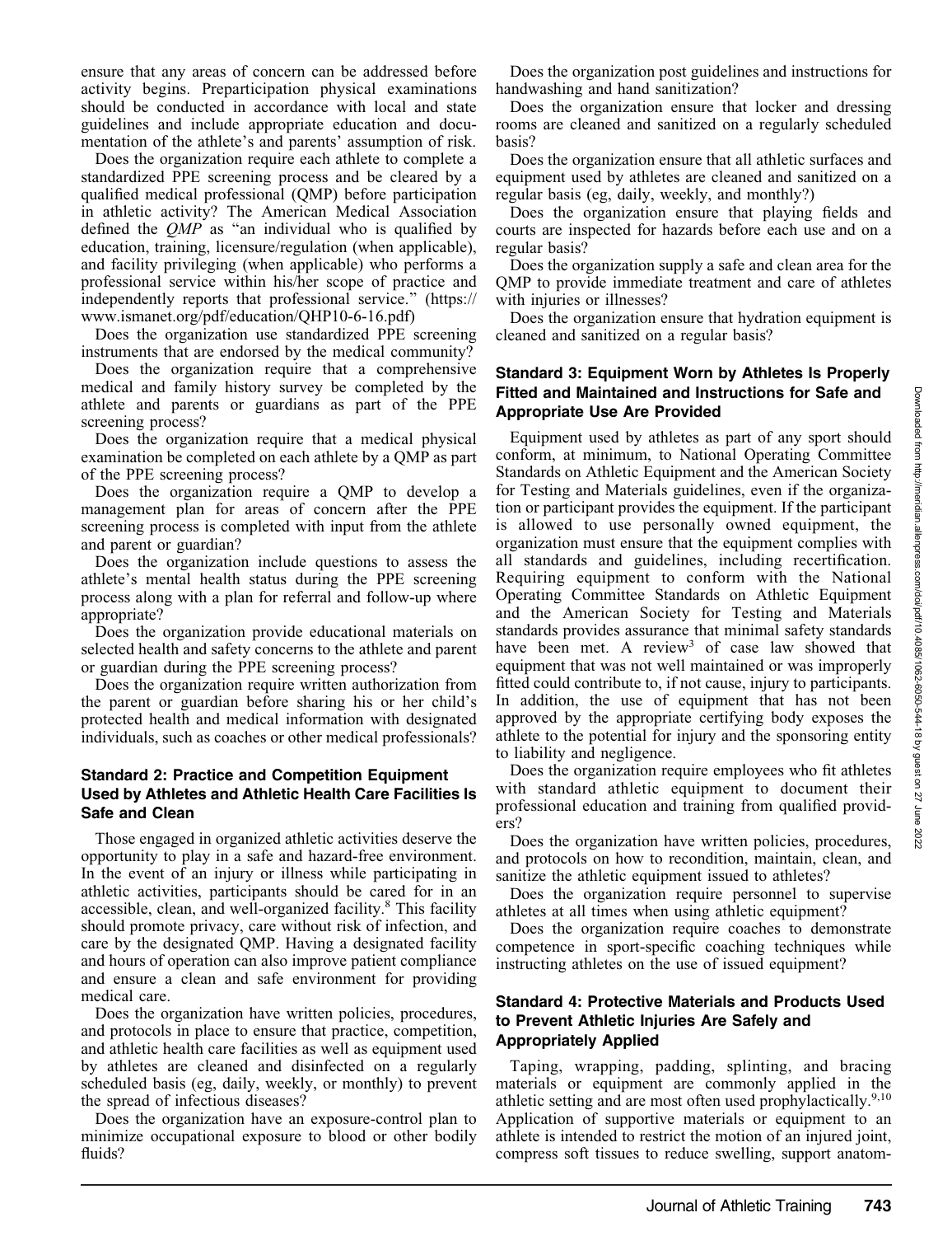ensure that any areas of concern can be addressed before activity begins. Preparticipation physical examinations should be conducted in accordance with local and state guidelines and include appropriate education and documentation of the athlete's and parents' assumption of risk.

Does the organization require each athlete to complete a standardized PPE screening process and be cleared by a qualified medical professional (QMP) before participation in athletic activity? The American Medical Association defined the *QMP* as "an individual who is qualified by education, training, licensure/regulation (when applicable), and facility privileging (when applicable) who performs a professional service within his/her scope of practice and independently reports that professional service." (https://www.ismanet.org/pdf/education/QHP10-6-16.pdf)

Does the organization use standardized PPE screening instruments that are endorsed by the medical community?

Does the organization require that a comprehensive medical and family history survey be completed by the athlete and parents or guardians as part of the PPE screening process?

Does the organization require that a medical physical examination be completed on each athlete by a QMP as part of the PPE screening process?

Does the organization require a QMP to develop a management plan for areas of concern after the PPE screening process is completed with input from the athlete and parent or guardian?

Does the organization include questions to assess the athlete's mental health status during the PPE screening process along with a plan for referral and follow-up where appropriate?

Does the organization provide educational materials on selected health and safety concerns to the athlete and parent or guardian during the PPE screening process?

Does the organization require written authorization from the parent or guardian before sharing his or her child's protected health and medical information with designated individuals, such as coaches or other medical professionals?

### Standard 2: Practice and Competition Equipment Used by Athletes and Athletic Health Care Facilities Is Safe and Clean

Those engaged in organized athletic activities deserve the opportunity to play in a safe and hazard-free environment. In the event of an injury or illness while participating in athletic activities, participants should be cared for in an accessible, clean, and well-organized facility.[8] This facility should promote privacy, care without risk of infection, and care by the designated QMP. Having a designated facility and hours of operation can also improve patient compliance and ensure a clean and safe environment for providing medical care.

Does the organization have written policies, procedures, and protocols in place to ensure that practice, competition, and athletic health care facilities as well as equipment used by athletes are cleaned and disinfected on a regularly scheduled basis (eg, daily, weekly, or monthly) to prevent the spread of infectious diseases?

Does the organization have an exposure-control plan to minimize occupational exposure to blood or other bodily fluids?

Does the organization post guidelines and instructions for handwashing and hand sanitization?

Does the organization ensure that locker and dressing rooms are cleaned and sanitized on a regularly scheduled basis?

Does the organization ensure that all athletic surfaces and equipment used by athletes are cleaned and sanitized on a regular basis (eg, daily, weekly, and monthly?)

Does the organization ensure that playing fields and courts are inspected for hazards before each use and on a regular basis?

Does the organization supply a safe and clean area for the QMP to provide immediate treatment and care of athletes with injuries or illnesses?

Does the organization ensure that hydration equipment is cleaned and sanitized on a regular basis?

### Standard 3: Equipment Worn by Athletes Is Properly Fitted and Maintained and Instructions for Safe and Appropriate Use Are Provided

Equipment used by athletes as part of any sport should conform, at minimum, to National Operating Committee Standards on Athletic Equipment and the American Society for Testing and Materials guidelines, even if the organization or participant provides the equipment. If the participant is allowed to use personally owned equipment, the organization must ensure that the equipment complies with all standards and guidelines, including recertification. Requiring equipment to conform with the National Operating Committee Standards on Athletic Equipment and the American Society for Testing and Materials standards provides assurance that minimal safety standards have been met. A review[3] of case law showed that equipment that was not well maintained or was improperly fitted could contribute to, if not cause, injury to participants. In addition, the use of equipment that has not been approved by the appropriate certifying body exposes the athlete to the potential for injury and the sponsoring entity to liability and negligence.

Does the organization require employees who fit athletes with standard athletic equipment to document their professional education and training from qualified providers?

Does the organization have written policies, procedures, and protocols on how to recondition, maintain, clean, and sanitize the athletic equipment issued to athletes?

Does the organization require personnel to supervise athletes at all times when using athletic equipment?

Does the organization require coaches to demonstrate competence in sport-specific coaching techniques while instructing athletes on the use of issued equipment?

### Standard 4: Protective Materials and Products Used to Prevent Athletic Injuries Are Safely and Appropriately Applied

Taping, wrapping, padding, splinting, and bracing materials or equipment are commonly applied in the athletic setting and are most often used prophylactically.[9,10] Application of supportive materials or equipment to an athlete is intended to restrict the motion of an injured joint, compress soft tissues to reduce swelling, support anatom-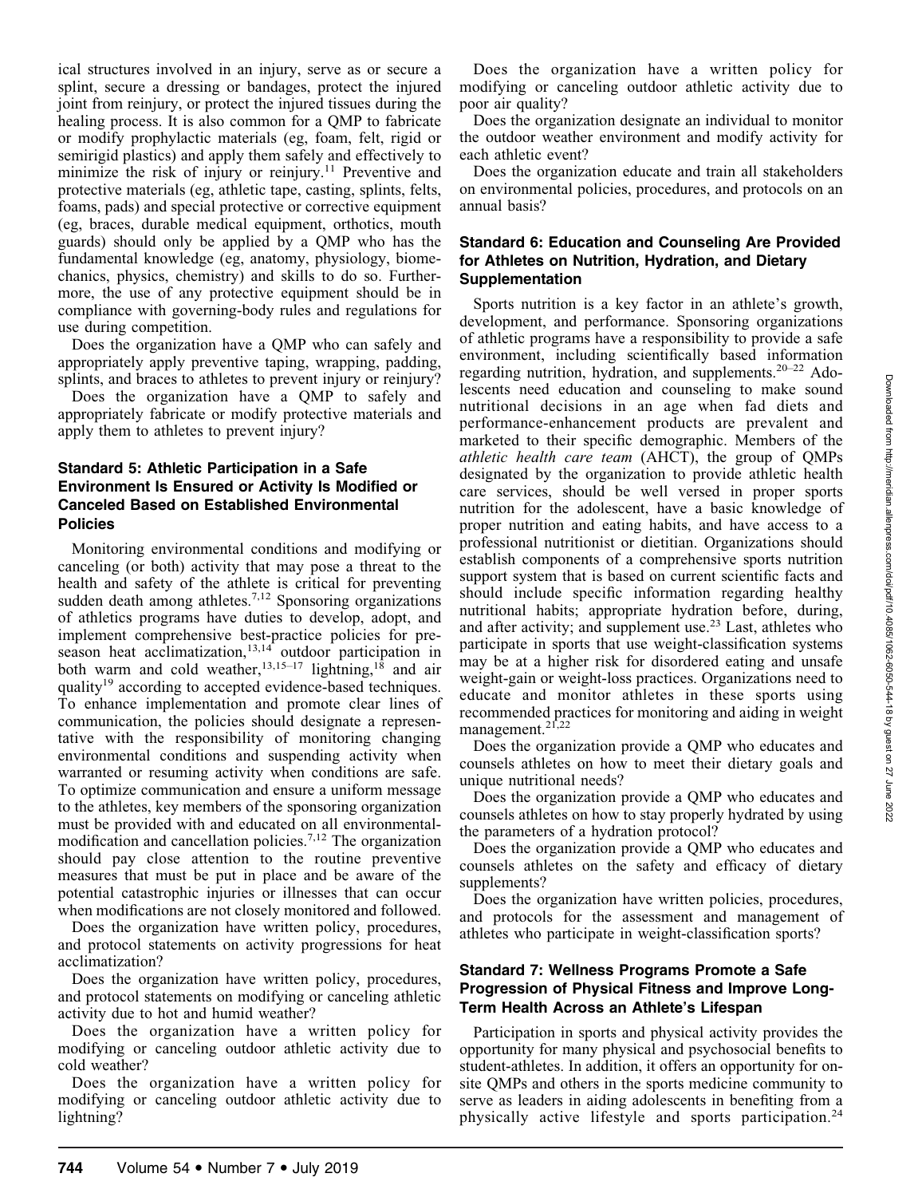ical structures involved in an injury, serve as or secure a splint, secure a dressing or bandages, protect the injured joint from reinjury, or protect the injured tissues during the healing process. It is also common for a QMP to fabricate or modify prophylactic materials (eg, foam, felt, rigid or semirigid plastics) and apply them safely and effectively to minimize the risk of injury or reinjury.[11] Preventive and protective materials (eg, athletic tape, casting, splints, felts, foams, pads) and special protective or corrective equipment (eg, braces, durable medical equipment, orthotics, mouth guards) should only be applied by a QMP who has the fundamental knowledge (eg, anatomy, physiology, biomechanics, physics, chemistry) and skills to do so. Furthermore, the use of any protective equipment should be in compliance with governing-body rules and regulations for use during competition.

Does the organization have a QMP who can safely and appropriately apply preventive taping, wrapping, padding, splints, and braces to athletes to prevent injury or reinjury?

Does the organization have a QMP to safely and appropriately fabricate or modify protective materials and apply them to athletes to prevent injury?

### Standard 5: Athletic Participation in a Safe Environment Is Ensured or Activity Is Modified or Canceled Based on Established Environmental Policies

Monitoring environmental conditions and modifying or canceling (or both) activity that may pose a threat to the health and safety of the athlete is critical for preventing sudden death among athletes.[7,12] Sponsoring organizations of athletics programs have duties to develop, adopt, and implement comprehensive best-practice policies for preseason heat acclimatization,[13,14] outdoor participation in both warm and cold weather,[13,15–17] lightning,[18] and air quality[19] according to accepted evidence-based techniques. To enhance implementation and promote clear lines of communication, the policies should designate a representative with the responsibility of monitoring changing environmental conditions and suspending activity when warranted or resuming activity when conditions are safe. To optimize communication and ensure a uniform message to the athletes, key members of the sponsoring organization must be provided with and educated on all environmental-modification and cancellation policies.[7,12] The organization should pay close attention to the routine preventive measures that must be put in place and be aware of the potential catastrophic injuries or illnesses that can occur when modifications are not closely monitored and followed.

Does the organization have written policy, procedures, and protocol statements on activity progressions for heat acclimatization?

Does the organization have written policy, procedures, and protocol statements on modifying or canceling athletic activity due to hot and humid weather?

Does the organization have a written policy for modifying or canceling outdoor athletic activity due to cold weather?

Does the organization have a written policy for modifying or canceling outdoor athletic activity due to lightning?

Does the organization have a written policy for modifying or canceling outdoor athletic activity due to poor air quality?

Does the organization designate an individual to monitor the outdoor weather environment and modify activity for each athletic event?

Does the organization educate and train all stakeholders on environmental policies, procedures, and protocols on an annual basis?

### Standard 6: Education and Counseling Are Provided for Athletes on Nutrition, Hydration, and Dietary Supplementation

Sports nutrition is a key factor in an athlete's growth, development, and performance. Sponsoring organizations of athletic programs have a responsibility to provide a safe environment, including scientifically based information regarding nutrition, hydration, and supplements.[20–22] Adolescents need education and counseling to make sound nutritional decisions in an age when fad diets and performance-enhancement products are prevalent and marketed to their specific demographic. Members of the *athletic health care team* (AHCT), the group of QMPs designated by the organization to provide athletic health care services, should be well versed in proper sports nutrition for the adolescent, have a basic knowledge of proper nutrition and eating habits, and have access to a professional nutritionist or dietitian. Organizations should establish components of a comprehensive sports nutrition support system that is based on current scientific facts and should include specific information regarding healthy nutritional habits; appropriate hydration before, during, and after activity; and supplement use.[23] Last, athletes who participate in sports that use weight-classification systems may be at a higher risk for disordered eating and unsafe weight-gain or weight-loss practices. Organizations need to educate and monitor athletes in these sports using recommended practices for monitoring and aiding in weight management.[21,22]

Does the organization provide a QMP who educates and counsels athletes on how to meet their dietary goals and unique nutritional needs?

Does the organization provide a QMP who educates and counsels athletes on how to stay properly hydrated by using the parameters of a hydration protocol?

Does the organization provide a QMP who educates and counsels athletes on the safety and efficacy of dietary supplements?

Does the organization have written policies, procedures, and protocols for the assessment and management of athletes who participate in weight-classification sports?

### Standard 7: Wellness Programs Promote a Safe Progression of Physical Fitness and Improve Long-Term Health Across an Athlete's Lifespan

Participation in sports and physical activity provides the opportunity for many physical and psychosocial benefits to student-athletes. In addition, it offers an opportunity for on-site QMPs and others in the sports medicine community to serve as leaders in aiding adolescents in benefiting from a physically active lifestyle and sports participation.[24]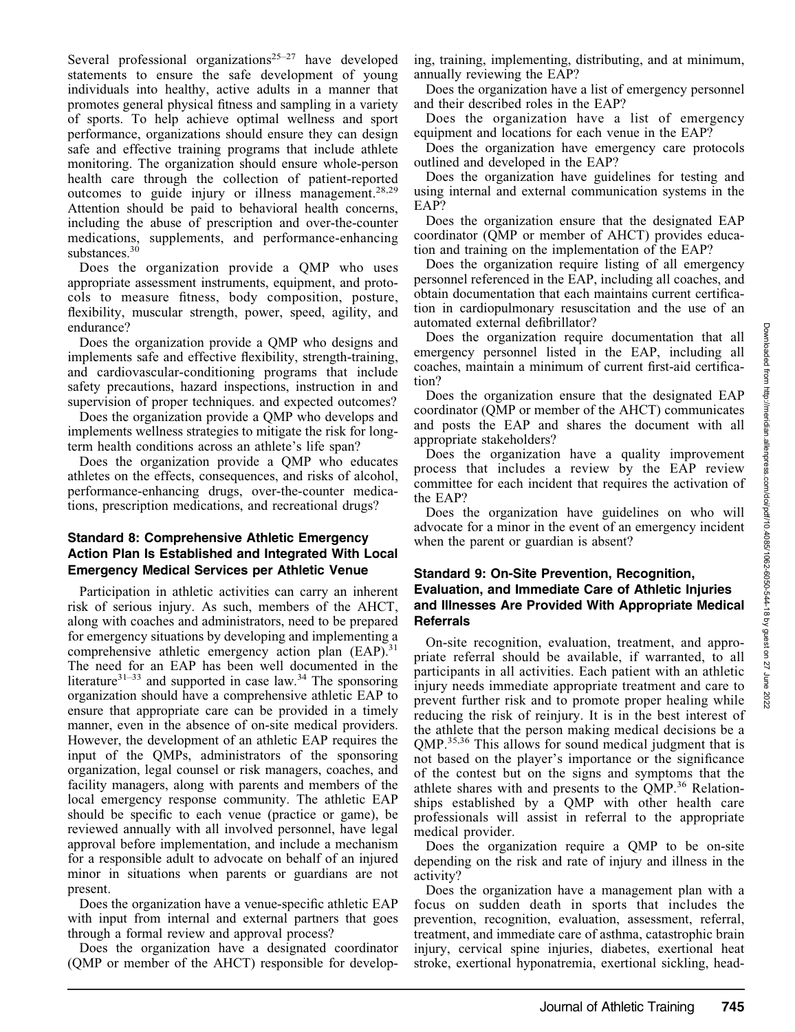Several professional organizations[25–27] have developed statements to ensure the safe development of young individuals into healthy, active adults in a manner that promotes general physical fitness and sampling in a variety of sports. To help achieve optimal wellness and sport performance, organizations should ensure they can design safe and effective training programs that include athlete monitoring. The organization should ensure whole-person health care through the collection of patient-reported outcomes to guide injury or illness management.[28,29] Attention should be paid to behavioral health concerns, including the abuse of prescription and over-the-counter medications, supplements, and performance-enhancing substances.[30]

Does the organization provide a QMP who uses appropriate assessment instruments, equipment, and protocols to measure fitness, body composition, posture, flexibility, muscular strength, power, speed, agility, and endurance?

Does the organization provide a QMP who designs and implements safe and effective flexibility, strength-training, and cardiovascular-conditioning programs that include safety precautions, hazard inspections, instruction in and supervision of proper techniques. and expected outcomes?

Does the organization provide a QMP who develops and implements wellness strategies to mitigate the risk for long-term health conditions across an athlete's life span?

Does the organization provide a QMP who educates athletes on the effects, consequences, and risks of alcohol, performance-enhancing drugs, over-the-counter medications, prescription medications, and recreational drugs?

### Standard 8: Comprehensive Athletic Emergency Action Plan Is Established and Integrated With Local Emergency Medical Services per Athletic Venue

Participation in athletic activities can carry an inherent risk of serious injury. As such, members of the AHCT, along with coaches and administrators, need to be prepared for emergency situations by developing and implementing a comprehensive athletic emergency action plan (EAP).[31] The need for an EAP has been well documented in the literature[31–33] and supported in case law.[34] The sponsoring organization should have a comprehensive athletic EAP to ensure that appropriate care can be provided in a timely manner, even in the absence of on-site medical providers. However, the development of an athletic EAP requires the input of the QMPs, administrators of the sponsoring organization, legal counsel or risk managers, coaches, and facility managers, along with parents and members of the local emergency response community. The athletic EAP should be specific to each venue (practice or game), be reviewed annually with all involved personnel, have legal approval before implementation, and include a mechanism for a responsible adult to advocate on behalf of an injured minor in situations when parents or guardians are not present.

Does the organization have a venue-specific athletic EAP with input from internal and external partners that goes through a formal review and approval process?

Does the organization have a designated coordinator (QMP or member of the AHCT) responsible for developing, training, implementing, distributing, and at minimum, annually reviewing the EAP?

Does the organization have a list of emergency personnel and their described roles in the EAP?

Does the organization have a list of emergency equipment and locations for each venue in the EAP?

Does the organization have emergency care protocols outlined and developed in the EAP?

Does the organization have guidelines for testing and using internal and external communication systems in the EAP?

Does the organization ensure that the designated EAP coordinator (QMP or member of AHCT) provides education and training on the implementation of the EAP?

Does the organization require listing of all emergency personnel referenced in the EAP, including all coaches, and obtain documentation that each maintains current certification in cardiopulmonary resuscitation and the use of an automated external defibrillator?

Does the organization require documentation that all emergency personnel listed in the EAP, including all coaches, maintain a minimum of current first-aid certification?

Does the organization ensure that the designated EAP coordinator (QMP or member of the AHCT) communicates and posts the EAP and shares the document with all appropriate stakeholders?

Does the organization have a quality improvement process that includes a review by the EAP review committee for each incident that requires the activation of the EAP?

Does the organization have guidelines on who will advocate for a minor in the event of an emergency incident when the parent or guardian is absent?

### Standard 9: On-Site Prevention, Recognition, Evaluation, and Immediate Care of Athletic Injuries and Illnesses Are Provided With Appropriate Medical Referrals

On-site recognition, evaluation, treatment, and appropriate referral should be available, if warranted, to all participants in all activities. Each patient with an athletic injury needs immediate appropriate treatment and care to prevent further risk and to promote proper healing while reducing the risk of reinjury. It is in the best interest of the athlete that the person making medical decisions be a QMP.[35,36] This allows for sound medical judgment that is not based on the player's importance or the significance of the contest but on the signs and symptoms that the athlete shares with and presents to the QMP.[36] Relationships established by a QMP with other health care professionals will assist in referral to the appropriate medical provider.

Does the organization require a QMP to be on-site depending on the risk and rate of injury and illness in the activity?

Does the organization have a management plan with a focus on sudden death in sports that includes the prevention, recognition, evaluation, assessment, referral, treatment, and immediate care of asthma, catastrophic brain injury, cervical spine injuries, diabetes, exertional heat stroke, exertional hyponatremia, exertional sickling, head-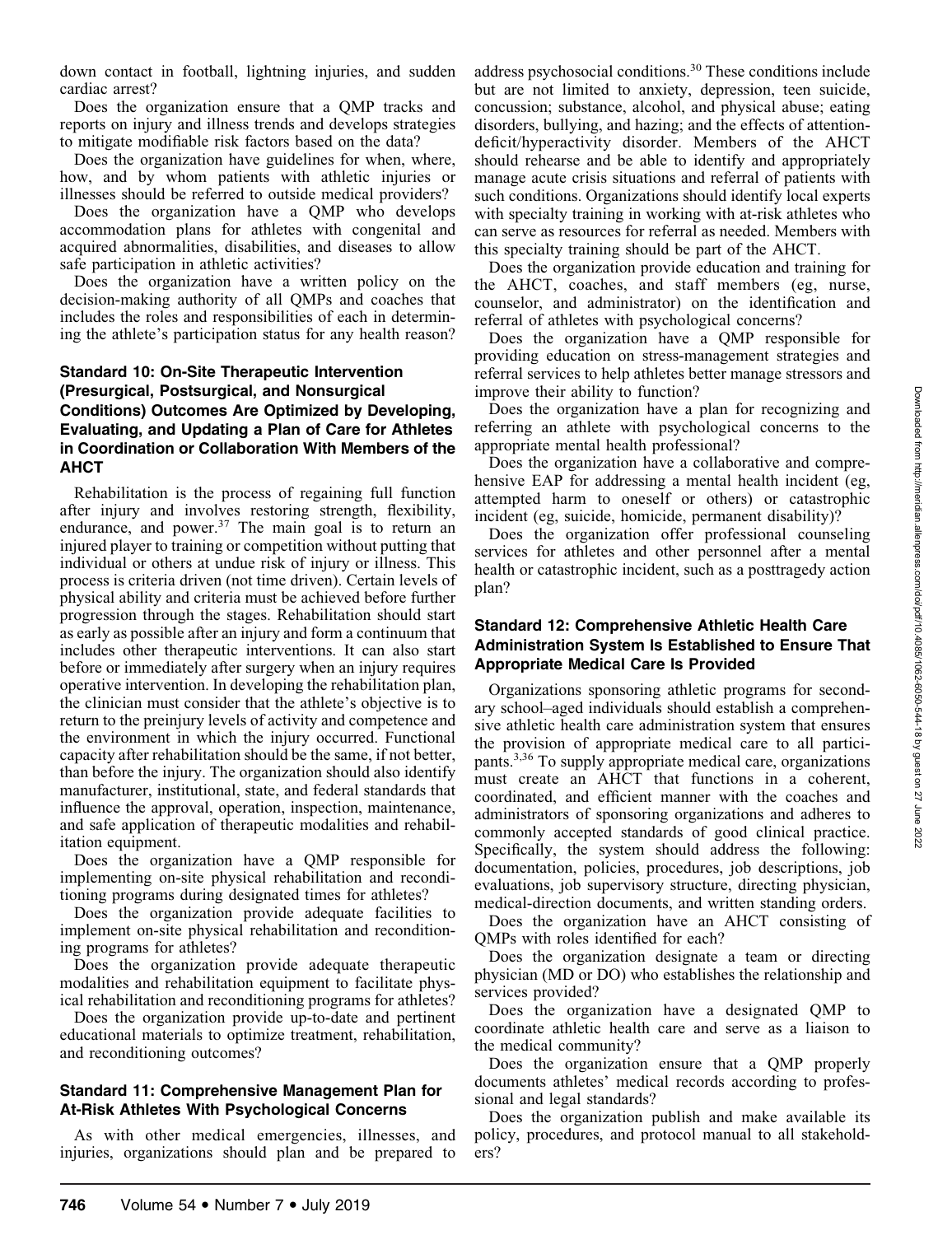down contact in football, lightning injuries, and sudden cardiac arrest?

Does the organization ensure that a QMP tracks and reports on injury and illness trends and develops strategies to mitigate modifiable risk factors based on the data?

Does the organization have guidelines for when, where, how, and by whom patients with athletic injuries or illnesses should be referred to outside medical providers?

Does the organization have a QMP who develops accommodation plans for athletes with congenital and acquired abnormalities, disabilities, and diseases to allow safe participation in athletic activities?

Does the organization have a written policy on the decision-making authority of all QMPs and coaches that includes the roles and responsibilities of each in determining the athlete's participation status for any health reason?

### Standard 10: On-Site Therapeutic Intervention (Presurgical, Postsurgical, and Nonsurgical Conditions) Outcomes Are Optimized by Developing, Evaluating, and Updating a Plan of Care for Athletes in Coordination or Collaboration With Members of the AHCT

Rehabilitation is the process of regaining full function after injury and involves restoring strength, flexibility, endurance, and power.[37] The main goal is to return an injured player to training or competition without putting that individual or others at undue risk of injury or illness. This process is criteria driven (not time driven). Certain levels of physical ability and criteria must be achieved before further progression through the stages. Rehabilitation should start as early as possible after an injury and form a continuum that includes other therapeutic interventions. It can also start before or immediately after surgery when an injury requires operative intervention. In developing the rehabilitation plan, the clinician must consider that the athlete's objective is to return to the preinjury levels of activity and competence and the environment in which the injury occurred. Functional capacity after rehabilitation should be the same, if not better, than before the injury. The organization should also identify manufacturer, institutional, state, and federal standards that influence the approval, operation, inspection, maintenance, and safe application of therapeutic modalities and rehabilitation equipment.

Does the organization have a QMP responsible for implementing on-site physical rehabilitation and reconditioning programs during designated times for athletes?

Does the organization provide adequate facilities to implement on-site physical rehabilitation and reconditioning programs for athletes?

Does the organization provide adequate therapeutic modalities and rehabilitation equipment to facilitate physical rehabilitation and reconditioning programs for athletes?

Does the organization provide up-to-date and pertinent educational materials to optimize treatment, rehabilitation, and reconditioning outcomes?

### Standard 11: Comprehensive Management Plan for At-Risk Athletes With Psychological Concerns

As with other medical emergencies, illnesses, and injuries, organizations should plan and be prepared to address psychosocial conditions.[30] These conditions include but are not limited to anxiety, depression, teen suicide, concussion; substance, alcohol, and physical abuse; eating disorders, bullying, and hazing; and the effects of attention-deficit/hyperactivity disorder. Members of the AHCT should rehearse and be able to identify and appropriately manage acute crisis situations and referral of patients with such conditions. Organizations should identify local experts with specialty training in working with at-risk athletes who can serve as resources for referral as needed. Members with this specialty training should be part of the AHCT.

Does the organization provide education and training for the AHCT, coaches, and staff members (eg, nurse, counselor, and administrator) on the identification and referral of athletes with psychological concerns?

Does the organization have a QMP responsible for providing education on stress-management strategies and referral services to help athletes better manage stressors and improve their ability to function?

Does the organization have a plan for recognizing and referring an athlete with psychological concerns to the appropriate mental health professional?

Does the organization have a collaborative and comprehensive EAP for addressing a mental health incident (eg, attempted harm to oneself or others) or catastrophic incident (eg, suicide, homicide, permanent disability)?

Does the organization offer professional counseling services for athletes and other personnel after a mental health or catastrophic incident, such as a posttragedy action plan?

### Standard 12: Comprehensive Athletic Health Care Administration System Is Established to Ensure That Appropriate Medical Care Is Provided

Organizations sponsoring athletic programs for secondary school–aged individuals should establish a comprehensive athletic health care administration system that ensures the provision of appropriate medical care to all participants.[3,36] To supply appropriate medical care, organizations must create an AHCT that functions in a coherent, coordinated, and efficient manner with the coaches and administrators of sponsoring organizations and adheres to commonly accepted standards of good clinical practice. Specifically, the system should address the following: documentation, policies, procedures, job descriptions, job evaluations, job supervisory structure, directing physician, medical-direction documents, and written standing orders.

Does the organization have an AHCT consisting of QMPs with roles identified for each?

Does the organization designate a team or directing physician (MD or DO) who establishes the relationship and services provided?

Does the organization have a designated QMP to coordinate athletic health care and serve as a liaison to the medical community?

Does the organization ensure that a QMP properly documents athletes' medical records according to professional and legal standards?

Does the organization publish and make available its policy, procedures, and protocol manual to all stakeholders?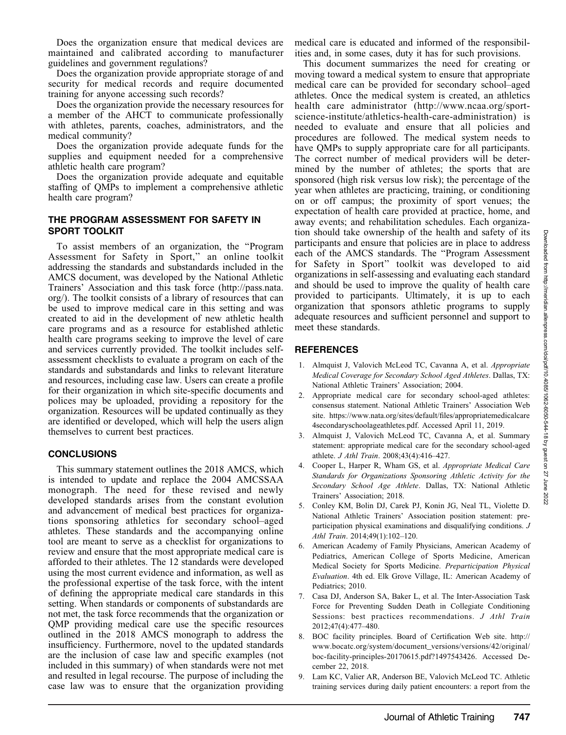Does the organization ensure that medical devices are maintained and calibrated according to manufacturer guidelines and government regulations?

Does the organization provide appropriate storage of and security for medical records and require documented training for anyone accessing such records?

Does the organization provide the necessary resources for a member of the AHCT to communicate professionally with athletes, parents, coaches, administrators, and the medical community?

Does the organization provide adequate funds for the supplies and equipment needed for a comprehensive athletic health care program?

Does the organization provide adequate and equitable staffing of QMPs to implement a comprehensive athletic health care program?

## THE PROGRAM ASSESSMENT FOR SAFETY IN SPORT TOOLKIT

To assist members of an organization, the "Program Assessment for Safety in Sport," an online toolkit addressing the standards and substandards included in the AMCS document, was developed by the National Athletic Trainers' Association and this task force (http://pass.nata.org/). The toolkit consists of a library of resources that can be used to improve medical care in this setting and was created to aid in the development of new athletic health care programs and as a resource for established athletic health care programs seeking to improve the level of care and services currently provided. The toolkit includes self-assessment checklists to evaluate a program on each of the standards and substandards and links to relevant literature and resources, including case law. Users can create a profile for their organization in which site-specific documents and polices may be uploaded, providing a repository for the organization. Resources will be updated continually as they are identified or developed, which will help the users align themselves to current best practices.

## CONCLUSIONS

This summary statement outlines the 2018 AMCS, which is intended to update and replace the 2004 AMCSSAA monograph. The need for these revised and newly developed standards arises from the constant evolution and advancement of medical best practices for organizations sponsoring athletics for secondary school–aged athletes. These standards and the accompanying online tool are meant to serve as a checklist for organizations to review and ensure that the most appropriate medical care is afforded to their athletes. The 12 standards were developed using the most current evidence and information, as well as the professional expertise of the task force, with the intent of defining the appropriate medical care standards in this setting. When standards or components of substandards are not met, the task force recommends that the organization or QMP providing medical care use the specific resources outlined in the 2018 AMCS monograph to address the insufficiency. Furthermore, novel to the updated standards are the inclusion of case law and specific examples (not included in this summary) of when standards were not met and resulted in legal recourse. The purpose of including the case law was to ensure that the organization providing medical care is educated and informed of the responsibilities and, in some cases, duty it has for such provisions.

This document summarizes the need for creating or moving toward a medical system to ensure that appropriate medical care can be provided for secondary school–aged athletes. Once the medical system is created, an athletics health care administrator (http://www.ncaa.org/sport-science-institute/athletics-health-care-administration) is needed to evaluate and ensure that all policies and procedures are followed. The medical system needs to have QMPs to supply appropriate care for all participants. The correct number of medical providers will be determined by the number of athletes; the sports that are sponsored (high risk versus low risk); the percentage of the year when athletes are practicing, training, or conditioning on or off campus; the proximity of sport venues; the expectation of health care provided at practice, home, and away events; and rehabilitation schedules. Each organization should take ownership of the health and safety of its participants and ensure that policies are in place to address each of the AMCS standards. The "Program Assessment for Safety in Sport" toolkit was developed to aid organizations in self-assessing and evaluating each standard and should be used to improve the quality of health care provided to participants. Ultimately, it is up to each organization that sponsors athletic programs to supply adequate resources and sufficient personnel and support to meet these standards.

## REFERENCES

1. Almquist J, Valovich McLeod TC, Cavanna A, et al. *Appropriate Medical Coverage for Secondary School Aged Athletes*. Dallas, TX: National Athletic Trainers' Association; 2004.
2. Appropriate medical care for secondary school-aged athletes: consensus statement. National Athletic Trainers' Association Web site. https://www.nata.org/sites/default/files/appropriatemedicalcare4secondaryschoolageathletes.pdf. Accessed April 11, 2019.
3. Almquist J, Valovich McLeod TC, Cavanna A, et al. Summary statement: appropriate medical care for the secondary school-aged athlete. *J Athl Train*. 2008;43(4):416–427.
4. Cooper L, Harper R, Wham GS, et al. *Appropriate Medical Care Standards for Organizations Sponsoring Athletic Activity for the Secondary School Age Athlete*. Dallas, TX: National Athletic Trainers' Association; 2018.
5. Conley KM, Bolin DJ, Carek PJ, Konin JG, Neal TL, Violette D. National Athletic Trainers' Association position statement: preparticipation physical examinations and disqualifying conditions. *J Athl Train*. 2014;49(1):102–120.
6. American Academy of Family Physicians, American Academy of Pediatrics, American College of Sports Medicine, American Medical Society for Sports Medicine. *Preparticipation Physical Evaluation*. 4th ed. Elk Grove Village, IL: American Academy of Pediatrics; 2010.
7. Casa DJ, Anderson SA, Baker L, et al. The Inter-Association Task Force for Preventing Sudden Death in Collegiate Conditioning Sessions: best practices recommendations. *J Athl Train* 2012;47(4):477–480.
8. BOC facility principles. Board of Certification Web site. http://www.bocatc.org/system/document_versions/versions/42/original/boc-facility-principles-20170615.pdf?1497543426. Accessed December 22, 2018.
9. Lam KC, Valier AR, Anderson BE, Valovich McLeod TC. Athletic training services during daily patient encounters: a report from the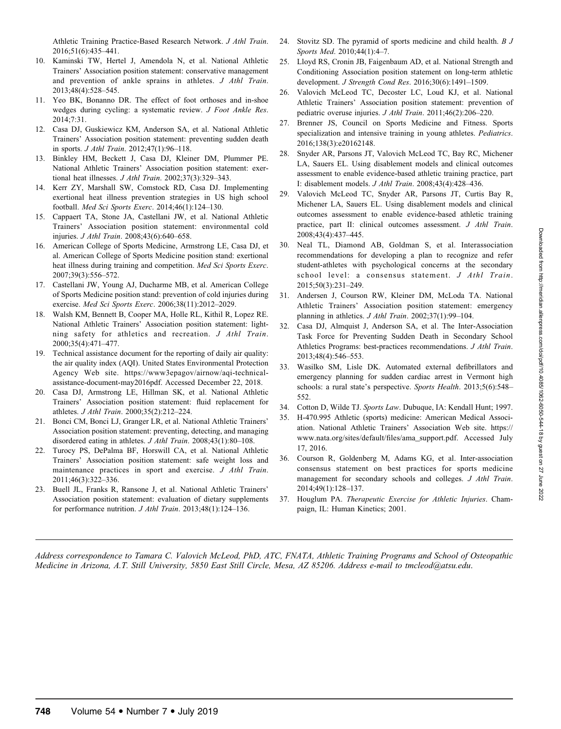Athletic Training Practice-Based Research Network. *J Athl Train*. 2016;51(6):435–441.

10. Kaminski TW, Hertel J, Amendola N, et al. National Athletic Trainers' Association position statement: conservative management and prevention of ankle sprains in athletes. *J Athl Train*. 2013;48(4):528–545.
11. Yeo BK, Bonanno DR. The effect of foot orthoses and in-shoe wedges during cycling: a systematic review. *J Foot Ankle Res*. 2014;7:31.
12. Casa DJ, Guskiewicz KM, Anderson SA, et al. National Athletic Trainers' Association position statement: preventing sudden death in sports. *J Athl Train*. 2012;47(1):96–118.
13. Binkley HM, Beckett J, Casa DJ, Kleiner DM, Plummer PE. National Athletic Trainers' Association position statement: exertional heat illnesses. *J Athl Train*. 2002;37(3):329–343.
14. Kerr ZY, Marshall SW, Comstock RD, Casa DJ. Implementing exertional heat illness prevention strategies in US high school football. *Med Sci Sports Exerc*. 2014;46(1):124–130.
15. Cappaert TA, Stone JA, Castellani JW, et al. National Athletic Trainers' Association position statement: environmental cold injuries. *J Athl Train*. 2008;43(6):640–658.
16. American College of Sports Medicine, Armstrong LE, Casa DJ, et al. American College of Sports Medicine position stand: exertional heat illness during training and competition. *Med Sci Sports Exerc*. 2007;39(3):556–572.
17. Castellani JW, Young AJ, Ducharme MB, et al. American College of Sports Medicine position stand: prevention of cold injuries during exercise. *Med Sci Sports Exerc*. 2006;38(11):2012–2029.
18. Walsh KM, Bennett B, Cooper MA, Holle RL, Kithil R, Lopez RE. National Athletic Trainers' Association position statement: lightning safety for athletics and recreation. *J Athl Train*. 2000;35(4):471–477.
19. Technical assistance document for the reporting of daily air quality: the air quality index (AQI). United States Environmental Protection Agency Web site. https://www3epagov/airnow/aqi-technical-assistance-document-may2016pdf. Accessed December 22, 2018.
20. Casa DJ, Armstrong LE, Hillman SK, et al. National Athletic Trainers' Association position statement: fluid replacement for athletes. *J Athl Train*. 2000;35(2):212–224.
21. Bonci CM, Bonci LJ, Granger LR, et al. National Athletic Trainers' Association position statement: preventing, detecting, and managing disordered eating in athletes. *J Athl Train*. 2008;43(1):80–108.
22. Turocy PS, DePalma BF, Horswill CA, et al. National Athletic Trainers' Association position statement: safe weight loss and maintenance practices in sport and exercise. *J Athl Train*. 2011;46(3):322–336.
23. Buell JL, Franks R, Ransone J, et al. National Athletic Trainers' Association position statement: evaluation of dietary supplements for performance nutrition. *J Athl Train*. 2013;48(1):124–136.
24. Stovitz SD. The pyramid of sports medicine and child health. *B J Sports Med*. 2010;44(1):4–7.
25. Lloyd RS, Cronin JB, Faigenbaum AD, et al. National Strength and Conditioning Association position statement on long-term athletic development. *J Strength Cond Res*. 2016;30(6):1491–1509.
26. Valovich McLeod TC, Decoster LC, Loud KJ, et al. National Athletic Trainers' Association position statement: prevention of pediatric overuse injuries. *J Athl Train*. 2011;46(2):206–220.
27. Brenner JS, Council on Sports Medicine and Fitness. Sports specialization and intensive training in young athletes. *Pediatrics*. 2016;138(3):e20162148.
28. Snyder AR, Parsons JT, Valovich McLeod TC, Bay RC, Michener LA, Sauers EL. Using disablement models and clinical outcomes assessment to enable evidence-based athletic training practice, part I: disablement models. *J Athl Train*. 2008;43(4):428–436.
29. Valovich McLeod TC, Snyder AR, Parsons JT, Curtis Bay R, Michener LA, Sauers EL. Using disablement models and clinical outcomes assessment to enable evidence-based athletic training practice, part II: clinical outcomes assessment. *J Athl Train*. 2008;43(4):437–445.
30. Neal TL, Diamond AB, Goldman S, et al. Interassociation recommendations for developing a plan to recognize and refer student-athletes with psychological concerns at the secondary school level: a consensus statement. *J Athl Train*. 2015;50(3):231–249.
31. Andersen J, Courson RW, Kleiner DM, McLoda TA. National Athletic Trainers' Association position statement: emergency planning in athletics. *J Athl Train*. 2002;37(1):99–104.
32. Casa DJ, Almquist J, Anderson SA, et al. The Inter-Association Task Force for Preventing Sudden Death in Secondary School Athletics Programs: best-practices recommendations. *J Athl Train*. 2013;48(4):546–553.
33. Wasilko SM, Lisle DK. Automated external defibrillators and emergency planning for sudden cardiac arrest in Vermont high schools: a rural state's perspective. *Sports Health*. 2013;5(6):548–552.
34. Cotton D, Wilde TJ. *Sports Law*. Dubuque, IA: Kendall Hunt; 1997.
35. H-470.995 Athletic (sports) medicine: American Medical Association. National Athletic Trainers' Association Web site. https://www.nata.org/sites/default/files/ama_support.pdf. Accessed July 17, 2016.
36. Courson R, Goldenberg M, Adams KG, et al. Inter-association consensus statement on best practices for sports medicine management for secondary schools and colleges. *J Athl Train*. 2014;49(1):128–137.
37. Houglum PA. *Therapeutic Exercise for Athletic Injuries*. Champaign, IL: Human Kinetics; 2001.

*Address correspondence to Tamara C. Valovich McLeod, PhD, ATC, FNATA, Athletic Training Programs and School of Osteopathic Medicine in Arizona, A.T. Still University, 5850 East Still Circle, Mesa, AZ 85206. Address e-mail to tmcleod@atsu.edu.*